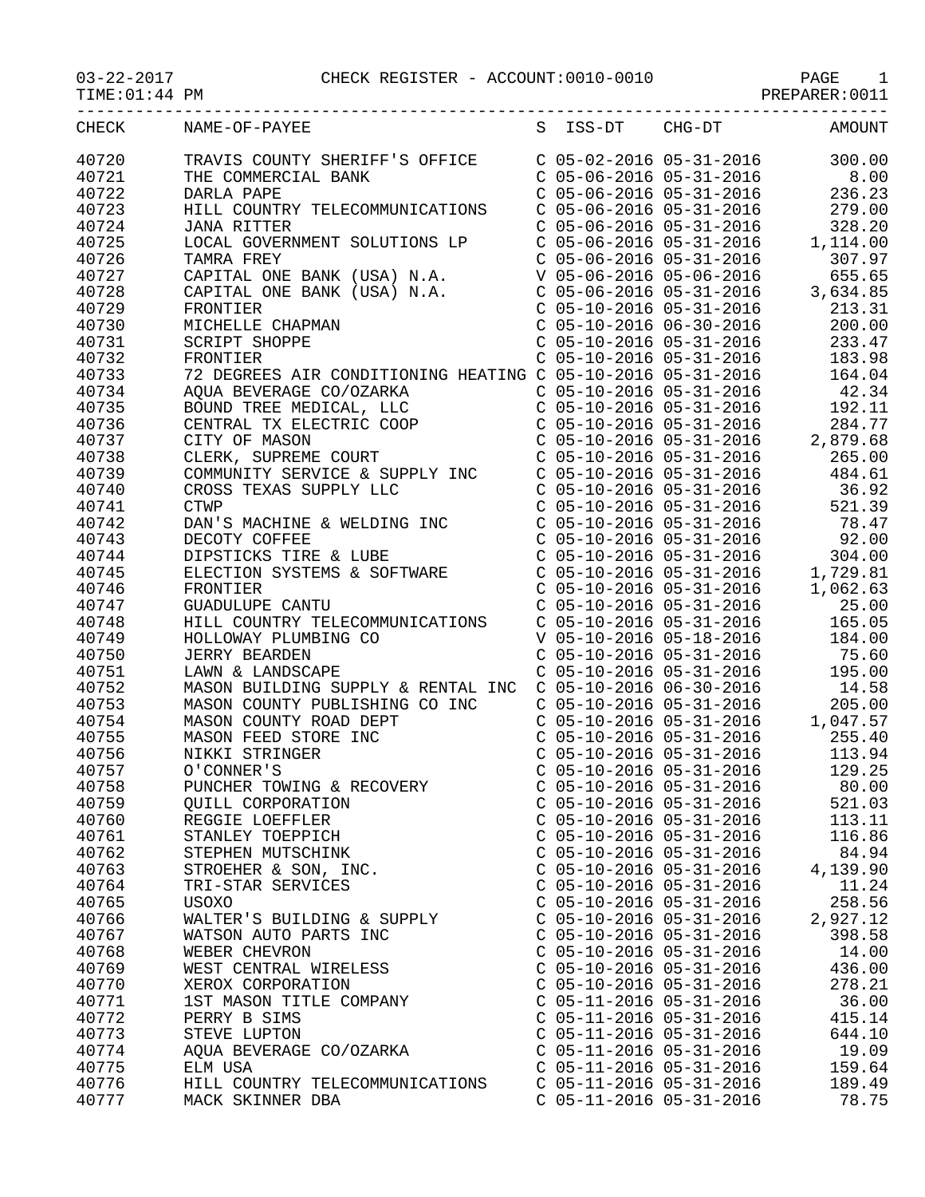03-22-2017 CHECK REGISTER - ACCOUNT:0010-0010 PAGE 1

TIME:01:44 PM PREPARER:0011

| CHECK | NAME-OF-PAYEE | S | ISS-DT | CHG-DT | AMOUNT |
|---|---|---|---|---|---|
| 40720 | TRAVIS COUNTY SHERIFF'S OFFICE | C | 05-02-2016 | 05-31-2016 | 300.00 |
| 40721 | THE COMMERCIAL BANK | C | 05-06-2016 | 05-31-2016 | 8.00 |
| 40722 | DARLA PAPE | C | 05-06-2016 | 05-31-2016 | 236.23 |
| 40723 | HILL COUNTRY TELECOMMUNICATIONS | C | 05-06-2016 | 05-31-2016 | 279.00 |
| 40724 | JANA RITTER | C | 05-06-2016 | 05-31-2016 | 328.20 |
| 40725 | LOCAL GOVERNMENT SOLUTIONS LP | C | 05-06-2016 | 05-31-2016 | 1,114.00 |
| 40726 | TAMRA FREY | C | 05-06-2016 | 05-31-2016 | 307.97 |
| 40727 | CAPITAL ONE BANK (USA) N.A. | V | 05-06-2016 | 05-06-2016 | 655.65 |
| 40728 | CAPITAL ONE BANK (USA) N.A. | C | 05-06-2016 | 05-31-2016 | 3,634.85 |
| 40729 | FRONTIER | C | 05-10-2016 | 05-31-2016 | 213.31 |
| 40730 | MICHELLE CHAPMAN | C | 05-10-2016 | 06-30-2016 | 200.00 |
| 40731 | SCRIPT SHOPPE | C | 05-10-2016 | 05-31-2016 | 233.47 |
| 40732 | FRONTIER | C | 05-10-2016 | 05-31-2016 | 183.98 |
| 40733 | 72 DEGREES AIR CONDITIONING HEATING | C | 05-10-2016 | 05-31-2016 | 164.04 |
| 40734 | AQUA BEVERAGE CO/OZARKA | C | 05-10-2016 | 05-31-2016 | 42.34 |
| 40735 | BOUND TREE MEDICAL, LLC | C | 05-10-2016 | 05-31-2016 | 192.11 |
| 40736 | CENTRAL TX ELECTRIC COOP | C | 05-10-2016 | 05-31-2016 | 284.77 |
| 40737 | CITY OF MASON | C | 05-10-2016 | 05-31-2016 | 2,879.68 |
| 40738 | CLERK, SUPREME COURT | C | 05-10-2016 | 05-31-2016 | 265.00 |
| 40739 | COMMUNITY SERVICE & SUPPLY INC | C | 05-10-2016 | 05-31-2016 | 484.61 |
| 40740 | CROSS TEXAS SUPPLY LLC | C | 05-10-2016 | 05-31-2016 | 36.92 |
| 40741 | CTWP | C | 05-10-2016 | 05-31-2016 | 521.39 |
| 40742 | DAN'S MACHINE & WELDING INC | C | 05-10-2016 | 05-31-2016 | 78.47 |
| 40743 | DECOTY COFFEE | C | 05-10-2016 | 05-31-2016 | 92.00 |
| 40744 | DIPSTICKS TIRE & LUBE | C | 05-10-2016 | 05-31-2016 | 304.00 |
| 40745 | ELECTION SYSTEMS & SOFTWARE | C | 05-10-2016 | 05-31-2016 | 1,729.81 |
| 40746 | FRONTIER | C | 05-10-2016 | 05-31-2016 | 1,062.63 |
| 40747 | GUADULUPE CANTU | C | 05-10-2016 | 05-31-2016 | 25.00 |
| 40748 | HILL COUNTRY TELECOMMUNICATIONS | C | 05-10-2016 | 05-31-2016 | 165.05 |
| 40749 | HOLLOWAY PLUMBING CO | V | 05-10-2016 | 05-18-2016 | 184.00 |
| 40750 | JERRY BEARDEN | C | 05-10-2016 | 05-31-2016 | 75.60 |
| 40751 | LAWN & LANDSCAPE | C | 05-10-2016 | 05-31-2016 | 195.00 |
| 40752 | MASON BUILDING SUPPLY & RENTAL INC | C | 05-10-2016 | 06-30-2016 | 14.58 |
| 40753 | MASON COUNTY PUBLISHING CO INC | C | 05-10-2016 | 05-31-2016 | 205.00 |
| 40754 | MASON COUNTY ROAD DEPT | C | 05-10-2016 | 05-31-2016 | 1,047.57 |
| 40755 | MASON FEED STORE INC | C | 05-10-2016 | 05-31-2016 | 255.40 |
| 40756 | NIKKI STRINGER | C | 05-10-2016 | 05-31-2016 | 113.94 |
| 40757 | O'CONNER'S | C | 05-10-2016 | 05-31-2016 | 129.25 |
| 40758 | PUNCHER TOWING & RECOVERY | C | 05-10-2016 | 05-31-2016 | 80.00 |
| 40759 | QUILL CORPORATION | C | 05-10-2016 | 05-31-2016 | 521.03 |
| 40760 | REGGIE LOEFFLER | C | 05-10-2016 | 05-31-2016 | 113.11 |
| 40761 | STANLEY TOEPPICH | C | 05-10-2016 | 05-31-2016 | 116.86 |
| 40762 | STEPHEN MUTSCHINK | C | 05-10-2016 | 05-31-2016 | 84.94 |
| 40763 | STROEHER & SON, INC. | C | 05-10-2016 | 05-31-2016 | 4,139.90 |
| 40764 | TRI-STAR SERVICES | C | 05-10-2016 | 05-31-2016 | 11.24 |
| 40765 | USOXO | C | 05-10-2016 | 05-31-2016 | 258.56 |
| 40766 | WALTER'S BUILDING & SUPPLY | C | 05-10-2016 | 05-31-2016 | 2,927.12 |
| 40767 | WATSON AUTO PARTS INC | C | 05-10-2016 | 05-31-2016 | 398.58 |
| 40768 | WEBER CHEVRON | C | 05-10-2016 | 05-31-2016 | 14.00 |
| 40769 | WEST CENTRAL WIRELESS | C | 05-10-2016 | 05-31-2016 | 436.00 |
| 40770 | XEROX CORPORATION | C | 05-10-2016 | 05-31-2016 | 278.21 |
| 40771 | 1ST MASON TITLE COMPANY | C | 05-11-2016 | 05-31-2016 | 36.00 |
| 40772 | PERRY B SIMS | C | 05-11-2016 | 05-31-2016 | 415.14 |
| 40773 | STEVE LUPTON | C | 05-11-2016 | 05-31-2016 | 644.10 |
| 40774 | AQUA BEVERAGE CO/OZARKA | C | 05-11-2016 | 05-31-2016 | 19.09 |
| 40775 | ELM USA | C | 05-11-2016 | 05-31-2016 | 159.64 |
| 40776 | HILL COUNTRY TELECOMMUNICATIONS | C | 05-11-2016 | 05-31-2016 | 189.49 |
| 40777 | MACK SKINNER DBA | C | 05-11-2016 | 05-31-2016 | 78.75 |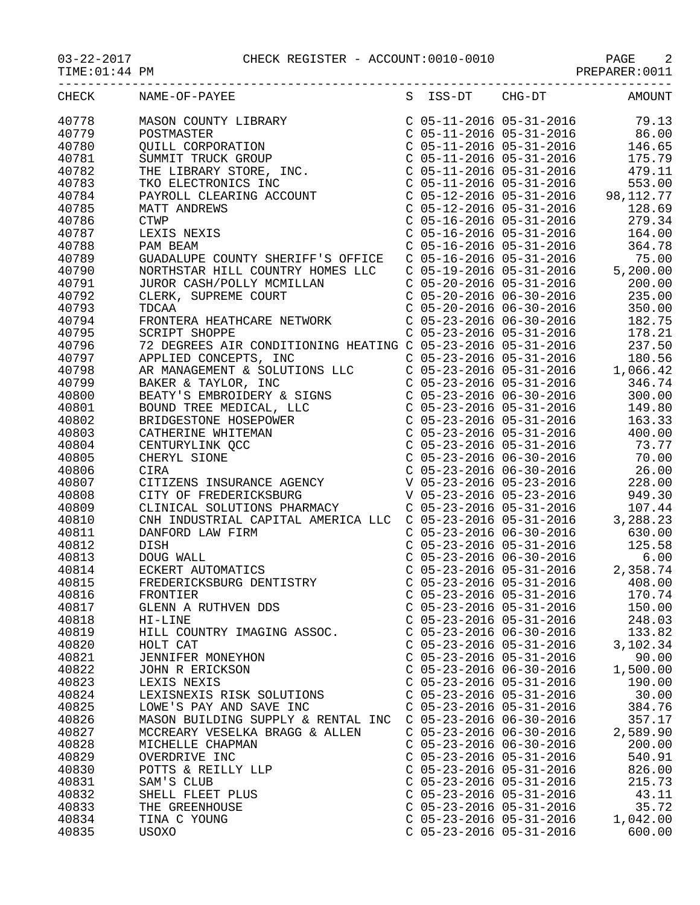03-22-2017 CHECK REGISTER - ACCOUNT:0010-0010

TIME:01:44 PM PREPARER:0011

| CHECK | NAME-OF-PAYEE | S | ISS-DT | CHG-DT | AMOUNT |
|---|---|---|---|---|---|
| 40778 | MASON COUNTY LIBRARY | C | 05-11-2016 | 05-31-2016 | 79.13 |
| 40779 | POSTMASTER | C | 05-11-2016 | 05-31-2016 | 86.00 |
| 40780 | QUILL CORPORATION | C | 05-11-2016 | 05-31-2016 | 146.65 |
| 40781 | SUMMIT TRUCK GROUP | C | 05-11-2016 | 05-31-2016 | 175.79 |
| 40782 | THE LIBRARY STORE, INC. | C | 05-11-2016 | 05-31-2016 | 479.11 |
| 40783 | TKO ELECTRONICS INC | C | 05-11-2016 | 05-31-2016 | 553.00 |
| 40784 | PAYROLL CLEARING ACCOUNT | C | 05-12-2016 | 05-31-2016 | 98,112.77 |
| 40785 | MATT ANDREWS | C | 05-12-2016 | 05-31-2016 | 128.69 |
| 40786 | CTWP | C | 05-16-2016 | 05-31-2016 | 279.34 |
| 40787 | LEXIS NEXIS | C | 05-16-2016 | 05-31-2016 | 164.00 |
| 40788 | PAM BEAM | C | 05-16-2016 | 05-31-2016 | 364.78 |
| 40789 | GUADALUPE COUNTY SHERIFF'S OFFICE | C | 05-16-2016 | 05-31-2016 | 75.00 |
| 40790 | NORTHSTAR HILL COUNTRY HOMES LLC | C | 05-19-2016 | 05-31-2016 | 5,200.00 |
| 40791 | JUROR CASH/POLLY MCMILLAN | C | 05-20-2016 | 05-31-2016 | 200.00 |
| 40792 | CLERK, SUPREME COURT | C | 05-20-2016 | 06-30-2016 | 235.00 |
| 40793 | TDCAA | C | 05-20-2016 | 06-30-2016 | 350.00 |
| 40794 | FRONTERA HEATHCARE NETWORK | C | 05-23-2016 | 06-30-2016 | 182.75 |
| 40795 | SCRIPT SHOPPE | C | 05-23-2016 | 05-31-2016 | 178.21 |
| 40796 | 72 DEGREES AIR CONDITIONING HEATING | C | 05-23-2016 | 05-31-2016 | 237.50 |
| 40797 | APPLIED CONCEPTS, INC | C | 05-23-2016 | 05-31-2016 | 180.56 |
| 40798 | AR MANAGEMENT & SOLUTIONS LLC | C | 05-23-2016 | 05-31-2016 | 1,066.42 |
| 40799 | BAKER & TAYLOR, INC | C | 05-23-2016 | 05-31-2016 | 346.74 |
| 40800 | BEATY'S EMBROIDERY & SIGNS | C | 05-23-2016 | 06-30-2016 | 300.00 |
| 40801 | BOUND TREE MEDICAL, LLC | C | 05-23-2016 | 05-31-2016 | 149.80 |
| 40802 | BRIDGESTONE HOSEPOWER | C | 05-23-2016 | 05-31-2016 | 163.33 |
| 40803 | CATHERINE WHITEMAN | C | 05-23-2016 | 05-31-2016 | 400.00 |
| 40804 | CENTURYLINK QCC | C | 05-23-2016 | 05-31-2016 | 73.77 |
| 40805 | CHERYL SIONE | C | 05-23-2016 | 06-30-2016 | 70.00 |
| 40806 | CIRA | C | 05-23-2016 | 06-30-2016 | 26.00 |
| 40807 | CITIZENS INSURANCE AGENCY | V | 05-23-2016 | 05-23-2016 | 228.00 |
| 40808 | CITY OF FREDERICKSBURG | V | 05-23-2016 | 05-23-2016 | 949.30 |
| 40809 | CLINICAL SOLUTIONS PHARMACY | C | 05-23-2016 | 05-31-2016 | 107.44 |
| 40810 | CNH INDUSTRIAL CAPITAL AMERICA LLC | C | 05-23-2016 | 05-31-2016 | 3,288.23 |
| 40811 | DANFORD LAW FIRM | C | 05-23-2016 | 06-30-2016 | 630.00 |
| 40812 | DISH | C | 05-23-2016 | 05-31-2016 | 125.58 |
| 40813 | DOUG WALL | C | 05-23-2016 | 06-30-2016 | 6.00 |
| 40814 | ECKERT AUTOMATICS | C | 05-23-2016 | 05-31-2016 | 2,358.74 |
| 40815 | FREDERICKSBURG DENTISTRY | C | 05-23-2016 | 05-31-2016 | 408.00 |
| 40816 | FRONTIER | C | 05-23-2016 | 05-31-2016 | 170.74 |
| 40817 | GLENN A RUTHVEN DDS | C | 05-23-2016 | 05-31-2016 | 150.00 |
| 40818 | HI-LINE | C | 05-23-2016 | 05-31-2016 | 248.03 |
| 40819 | HILL COUNTRY IMAGING ASSOC. | C | 05-23-2016 | 06-30-2016 | 133.82 |
| 40820 | HOLT CAT | C | 05-23-2016 | 05-31-2016 | 3,102.34 |
| 40821 | JENNIFER MONEYHON | C | 05-23-2016 | 05-31-2016 | 90.00 |
| 40822 | JOHN R ERICKSON | C | 05-23-2016 | 06-30-2016 | 1,500.00 |
| 40823 | LEXIS NEXIS | C | 05-23-2016 | 05-31-2016 | 190.00 |
| 40824 | LEXISNEXIS RISK SOLUTIONS | C | 05-23-2016 | 05-31-2016 | 30.00 |
| 40825 | LOWE'S PAY AND SAVE INC | C | 05-23-2016 | 05-31-2016 | 384.76 |
| 40826 | MASON BUILDING SUPPLY & RENTAL INC | C | 05-23-2016 | 06-30-2016 | 357.17 |
| 40827 | MCCREARY VESELKA BRAGG & ALLEN | C | 05-23-2016 | 06-30-2016 | 2,589.90 |
| 40828 | MICHELLE CHAPMAN | C | 05-23-2016 | 06-30-2016 | 200.00 |
| 40829 | OVERDRIVE INC | C | 05-23-2016 | 05-31-2016 | 540.91 |
| 40830 | POTTS & REILLY LLP | C | 05-23-2016 | 05-31-2016 | 826.00 |
| 40831 | SAM'S CLUB | C | 05-23-2016 | 05-31-2016 | 215.73 |
| 40832 | SHELL FLEET PLUS | C | 05-23-2016 | 05-31-2016 | 43.11 |
| 40833 | THE GREENHOUSE | C | 05-23-2016 | 05-31-2016 | 35.72 |
| 40834 | TINA C YOUNG | C | 05-23-2016 | 05-31-2016 | 1,042.00 |
| 40835 | USOXO | C | 05-23-2016 | 05-31-2016 | 600.00 |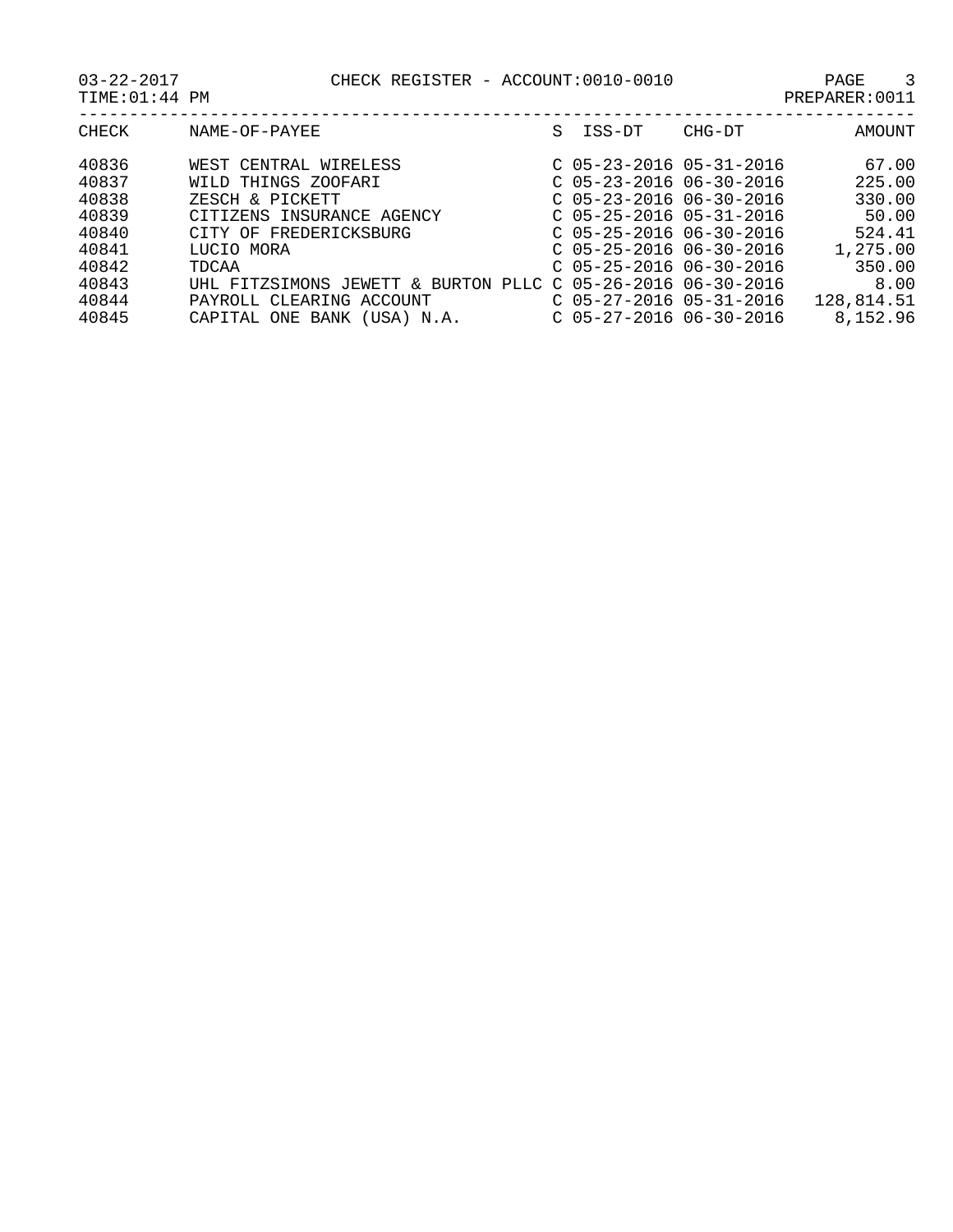| CHECK | NAME-OF-PAYEE | S | ISS-DT | CHG-DT | AMOUNT |
|---|---|---|---|---|---|
| 40836 | WEST CENTRAL WIRELESS | C | 05-23-2016 | 05-31-2016 | 67.00 |
| 40837 | WILD THINGS ZOOFARI | C | 05-23-2016 | 06-30-2016 | 225.00 |
| 40838 | ZESCH & PICKETT | C | 05-23-2016 | 06-30-2016 | 330.00 |
| 40839 | CITIZENS INSURANCE AGENCY | C | 05-25-2016 | 05-31-2016 | 50.00 |
| 40840 | CITY OF FREDERICKSBURG | C | 05-25-2016 | 06-30-2016 | 524.41 |
| 40841 | LUCIO MORA | C | 05-25-2016 | 06-30-2016 | 1,275.00 |
| 40842 | TDCAA | C | 05-25-2016 | 06-30-2016 | 350.00 |
| 40843 | UHL FITZSIMONS JEWETT & BURTON PLLC | C | 05-26-2016 | 06-30-2016 | 8.00 |
| 40844 | PAYROLL CLEARING ACCOUNT | C | 05-27-2016 | 05-31-2016 | 128,814.51 |
| 40845 | CAPITAL ONE BANK (USA) N.A. | C | 05-27-2016 | 06-30-2016 | 8,152.96 |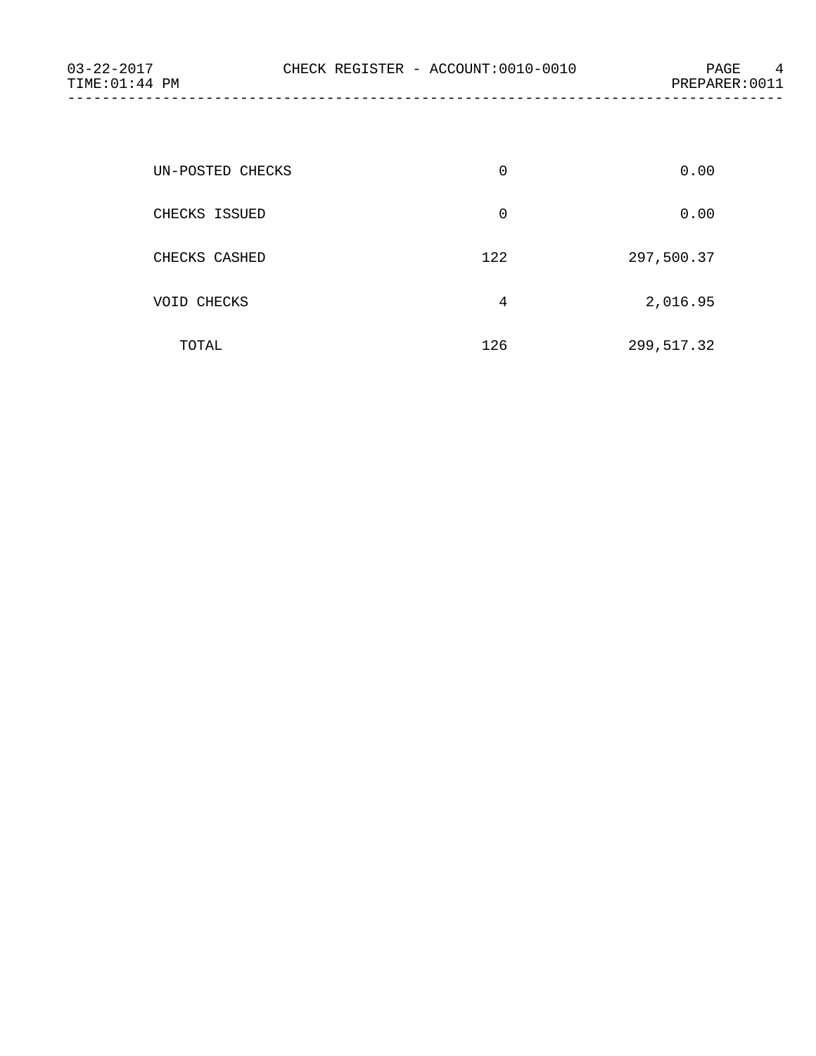| | | |
|---|---|---|
| UN-POSTED CHECKS | 0 | 0.00 |
| CHECKS ISSUED | 0 | 0.00 |
| CHECKS CASHED | 122 | 297,500.37 |
| VOID CHECKS | 4 | 2,016.95 |
| TOTAL | 126 | 299,517.32 |